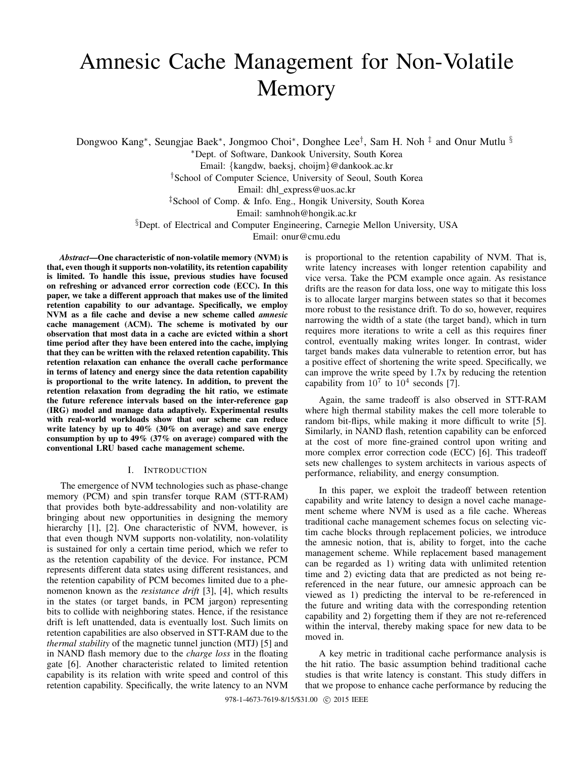# Amnesic Cache Management for Non-Volatile Memory

Dongwoo Kang*, Seungjae Baek*, Jongmoo Choi*, Donghee Lee†, Sam H. Noh ‡ and Onur Mutlu §

*Dept. of Software, Dankook University, South Korea
Email: {kangdw, baeksj, choijm}@dankook.ac.kr

†School of Computer Science, University of Seoul, South Korea
Email: dhl_express@uos.ac.kr

‡School of Comp. & Info. Eng., Hongik University, South Korea
Email: samhnoh@hongik.ac.kr

§Dept. of Electrical and Computer Engineering, Carnegie Mellon University, USA
Email: onur@cmu.edu

***Abstract*—One characteristic of non-volatile memory (NVM) is that, even though it supports non-volatility, its retention capability is limited. To handle this issue, previous studies have focused on refreshing or advanced error correction code (ECC). In this paper, we take a different approach that makes use of the limited retention capability to our advantage. Specifically, we employ NVM as a file cache and devise a new scheme called *amnesic* cache management (ACM). The scheme is motivated by our observation that most data in a cache are evicted within a short time period after they have been entered into the cache, implying that they can be written with the relaxed retention capability. This retention relaxation can enhance the overall cache performance in terms of latency and energy since the data retention capability is proportional to the write latency. In addition, to prevent the retention relaxation from degrading the hit ratio, we estimate the future reference intervals based on the inter-reference gap (IRG) model and manage data adaptively. Experimental results with real-world workloads show that our scheme can reduce write latency by up to 40% (30% on average) and save energy consumption by up to 49% (37% on average) compared with the conventional LRU based cache management scheme.**

## I. Introduction

The emergence of NVM technologies such as phase-change memory (PCM) and spin transfer torque RAM (STT-RAM) that provides both byte-addressability and non-volatility are bringing about new opportunities in designing the memory hierarchy [1], [2]. One characteristic of NVM, however, is that even though NVM supports non-volatility, non-volatility is sustained for only a certain time period, which we refer to as the retention capability of the device. For instance, PCM represents different data states using different resistances, and the retention capability of PCM becomes limited due to a phenomenon known as the *resistance drift* [3], [4], which results in the states (or target bands, in PCM jargon) representing bits to collide with neighboring states. Hence, if the resistance drift is left unattended, data is eventually lost. Such limits on retention capabilities are also observed in STT-RAM due to the *thermal stability* of the magnetic tunnel junction (MTJ) [5] and in NAND flash memory due to the *charge loss* in the floating gate [6]. Another characteristic related to limited retention capability is its relation with write speed and control of this retention capability. Specifically, the write latency to an NVM is proportional to the retention capability of NVM. That is, write latency increases with longer retention capability and vice versa. Take the PCM example once again. As resistance drifts are the reason for data loss, one way to mitigate this loss is to allocate larger margins between states so that it becomes more robust to the resistance drift. To do so, however, requires narrowing the width of a state (the target band), which in turn requires more iterations to write a cell as this requires finer control, eventually making writes longer. In contrast, wider target bands makes data vulnerable to retention error, but has a positive effect of shortening the write speed. Specifically, we can improve the write speed by 1.7x by reducing the retention capability from $10^7$ to $10^4$ seconds [7].

Again, the same tradeoff is also observed in STT-RAM where high thermal stability makes the cell more tolerable to random bit-flips, while making it more difficult to write [5]. Similarly, in NAND flash, retention capability can be enforced at the cost of more fine-grained control upon writing and more complex error correction code (ECC) [6]. This tradeoff sets new challenges to system architects in various aspects of performance, reliability, and energy consumption.

In this paper, we exploit the tradeoff between retention capability and write latency to design a novel cache management scheme where NVM is used as a file cache. Whereas traditional cache management schemes focus on selecting victim cache blocks through replacement policies, we introduce the amnesic notion, that is, ability to forget, into the cache management scheme. While replacement based management can be regarded as 1) writing data with unlimited retention time and 2) evicting data that are predicted as not being re-referenced in the near future, our amnesic approach can be viewed as 1) predicting the interval to be re-referenced in the future and writing data with the corresponding retention capability and 2) forgetting them if they are not re-referenced within the interval, thereby making space for new data to be moved in.

A key metric in traditional cache performance analysis is the hit ratio. The basic assumption behind traditional cache studies is that write latency is constant. This study differs in that we propose to enhance cache performance by reducing the

978-1-4673-7619-8/15/$31.00 © 2015 IEEE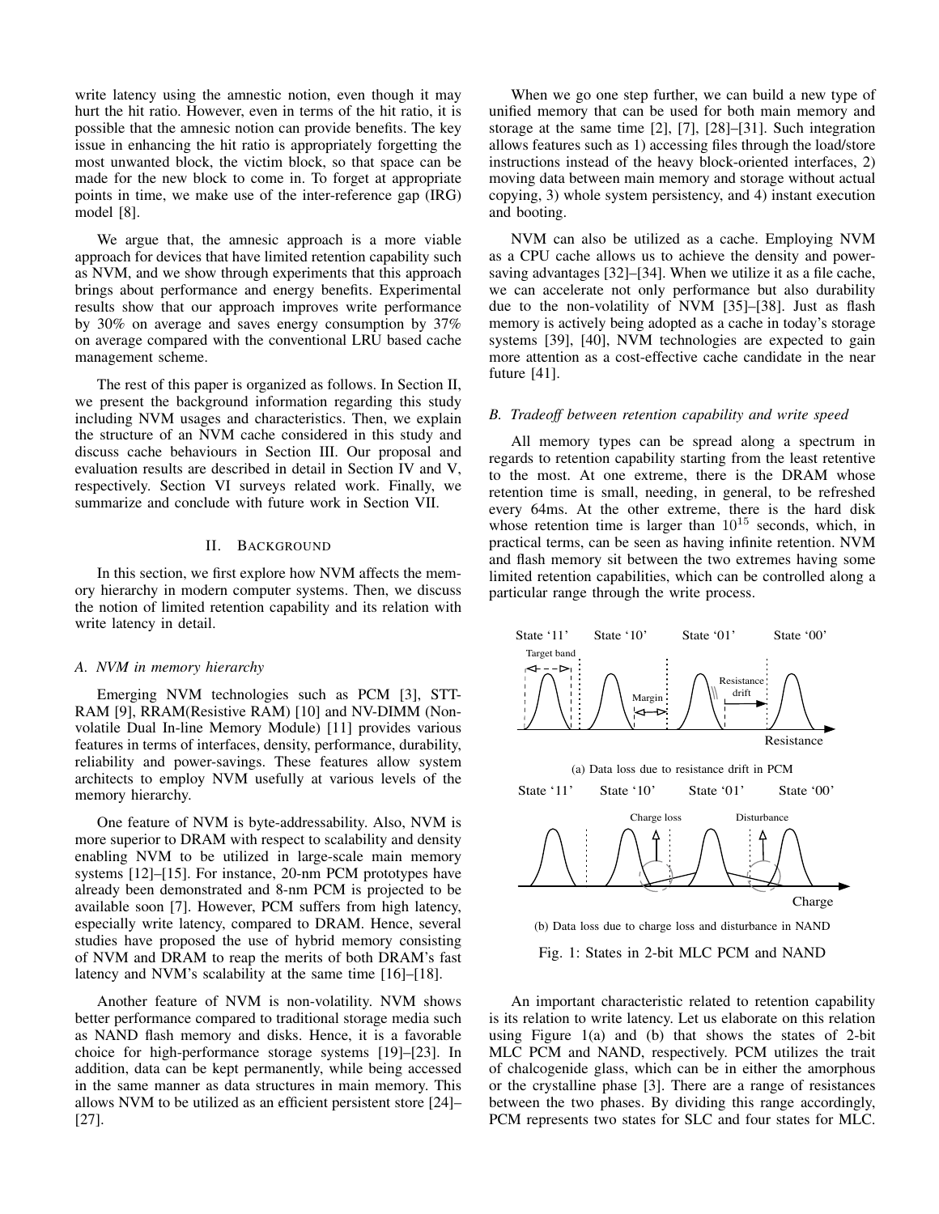write latency using the amnestic notion, even though it may hurt the hit ratio. However, even in terms of the hit ratio, it is possible that the amnesic notion can provide benefits. The key issue in enhancing the hit ratio is appropriately forgetting the most unwanted block, the victim block, so that space can be made for the new block to come in. To forget at appropriate points in time, we make use of the inter-reference gap (IRG) model [8].

We argue that, the amnesic approach is a more viable approach for devices that have limited retention capability such as NVM, and we show through experiments that this approach brings about performance and energy benefits. Experimental results show that our approach improves write performance by 30% on average and saves energy consumption by 37% on average compared with the conventional LRU based cache management scheme.

The rest of this paper is organized as follows. In Section II, we present the background information regarding this study including NVM usages and characteristics. Then, we explain the structure of an NVM cache considered in this study and discuss cache behaviours in Section III. Our proposal and evaluation results are described in detail in Section IV and V, respectively. Section VI surveys related work. Finally, we summarize and conclude with future work in Section VII.

## II. Background

In this section, we first explore how NVM affects the memory hierarchy in modern computer systems. Then, we discuss the notion of limited retention capability and its relation with write latency in detail.

### A. NVM in memory hierarchy

Emerging NVM technologies such as PCM [3], STT-RAM [9], RRAM(Resistive RAM) [10] and NV-DIMM (Non-volatile Dual In-line Memory Module) [11] provides various features in terms of interfaces, density, performance, durability, reliability and power-savings. These features allow system architects to employ NVM usefully at various levels of the memory hierarchy.

One feature of NVM is byte-addressability. Also, NVM is more superior to DRAM with respect to scalability and density enabling NVM to be utilized in large-scale main memory systems [12]–[15]. For instance, 20-nm PCM prototypes have already been demonstrated and 8-nm PCM is projected to be available soon [7]. However, PCM suffers from high latency, especially write latency, compared to DRAM. Hence, several studies have proposed the use of hybrid memory consisting of NVM and DRAM to reap the merits of both DRAM's fast latency and NVM's scalability at the same time [16]–[18].

Another feature of NVM is non-volatility. NVM shows better performance compared to traditional storage media such as NAND flash memory and disks. Hence, it is a favorable choice for high-performance storage systems [19]–[23]. In addition, data can be kept permanently, while being accessed in the same manner as data structures in main memory. This allows NVM to be utilized as an efficient persistent store [24]–[27].

When we go one step further, we can build a new type of unified memory that can be used for both main memory and storage at the same time [2], [7], [28]–[31]. Such integration allows features such as 1) accessing files through the load/store instructions instead of the heavy block-oriented interfaces, 2) moving data between main memory and storage without actual copying, 3) whole system persistency, and 4) instant execution and booting.

NVM can also be utilized as a cache. Employing NVM as a CPU cache allows us to achieve the density and power-saving advantages [32]–[34]. When we utilize it as a file cache, we can accelerate not only performance but also durability due to the non-volatility of NVM [35]–[38]. Just as flash memory is actively being adopted as a cache in today's storage systems [39], [40], NVM technologies are expected to gain more attention as a cost-effective cache candidate in the near future [41].

### B. Tradeoff between retention capability and write speed

All memory types can be spread along a spectrum in regards to retention capability starting from the least retentive to the most. At one extreme, there is the DRAM whose retention time is small, needing, in general, to be refreshed every 64ms. At the other extreme, there is the hard disk whose retention time is larger than $10^{15}$ seconds, which, in practical terms, can be seen as having infinite retention. NVM and flash memory sit between the two extremes having some limited retention capabilities, which can be controlled along a particular range through the write process.

(a) Data loss due to resistance drift in PCM

(b) Data loss due to charge loss and disturbance in NAND

Fig. 1: States in 2-bit MLC PCM and NAND

An important characteristic related to retention capability is its relation to write latency. Let us elaborate on this relation using Figure 1(a) and (b) that shows the states of 2-bit MLC PCM and NAND, respectively. PCM utilizes the trait of chalcogenide glass, which can be in either the amorphous or the crystalline phase [3]. There are a range of resistances between the two phases. By dividing this range accordingly, PCM represents two states for SLC and four states for MLC.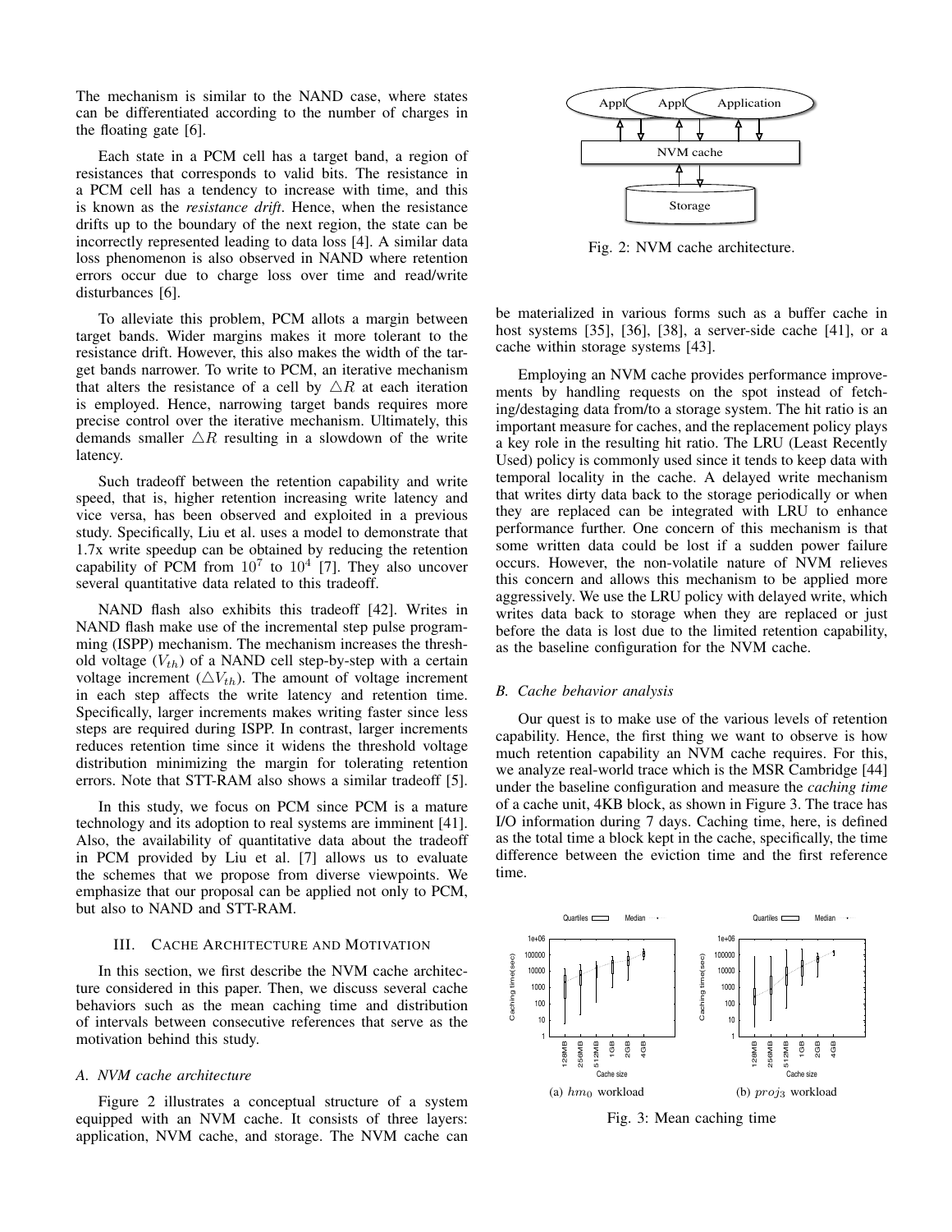The mechanism is similar to the NAND case, where states can be differentiated according to the number of charges in the floating gate [6].

Each state in a PCM cell has a target band, a region of resistances that corresponds to valid bits. The resistance in a PCM cell has a tendency to increase with time, and this is known as the *resistance drift*. Hence, when the resistance drifts up to the boundary of the next region, the state can be incorrectly represented leading to data loss [4]. A similar data loss phenomenon is also observed in NAND where retention errors occur due to charge loss over time and read/write disturbances [6].

To alleviate this problem, PCM allots a margin between target bands. Wider margins makes it more tolerant to the resistance drift. However, this also makes the width of the target bands narrower. To write to PCM, an iterative mechanism that alters the resistance of a cell by $\triangle R$ at each iteration is employed. Hence, narrowing target bands requires more precise control over the iterative mechanism. Ultimately, this demands smaller $\triangle R$ resulting in a slowdown of the write latency.

Such tradeoff between the retention capability and write speed, that is, higher retention increasing write latency and vice versa, has been observed and exploited in a previous study. Specifically, Liu et al. uses a model to demonstrate that 1.7x write speedup can be obtained by reducing the retention capability of PCM from $10^7$ to $10^4$ [7]. They also uncover several quantitative data related to this tradeoff.

NAND flash also exhibits this tradeoff [42]. Writes in NAND flash make use of the incremental step pulse programming (ISPP) mechanism. The mechanism increases the threshold voltage ($V_{th}$) of a NAND cell step-by-step with a certain voltage increment ($\triangle V_{th}$). The amount of voltage increment in each step affects the write latency and retention time. Specifically, larger increments makes writing faster since less steps are required during ISPP. In contrast, larger increments reduces retention time since it widens the threshold voltage distribution minimizing the margin for tolerating retention errors. Note that STT-RAM also shows a similar tradeoff [5].

In this study, we focus on PCM since PCM is a mature technology and its adoption to real systems are imminent [41]. Also, the availability of quantitative data about the tradeoff in PCM provided by Liu et al. [7] allows us to evaluate the schemes that we propose from diverse viewpoints. We emphasize that our proposal can be applied not only to PCM, but also to NAND and STT-RAM.

## III. Cache Architecture and Motivation

In this section, we first describe the NVM cache architecture considered in this paper. Then, we discuss several cache behaviors such as the mean caching time and distribution of intervals between consecutive references that serve as the motivation behind this study.

### A. NVM cache architecture

Figure 2 illustrates a conceptual structure of a system equipped with an NVM cache. It consists of three layers: application, NVM cache, and storage. The NVM cache can be materialized in various forms such as a buffer cache in host systems [35], [36], [38], a server-side cache [41], or a cache within storage systems [43].

Fig. 2: NVM cache architecture.

Employing an NVM cache provides performance improvements by handling requests on the spot instead of fetching/destaging data from/to a storage system. The hit ratio is an important measure for caches, and the replacement policy plays a key role in the resulting hit ratio. The LRU (Least Recently Used) policy is commonly used since it tends to keep data with temporal locality in the cache. A delayed write mechanism that writes dirty data back to the storage periodically or when they are replaced can be integrated with LRU to enhance performance further. One concern of this mechanism is that some written data could be lost if a sudden power failure occurs. However, the non-volatile nature of NVM relieves this concern and allows this mechanism to be applied more aggressively. We use the LRU policy with delayed write, which writes data back to storage when they are replaced or just before the data is lost due to the limited retention capability, as the baseline configuration for the NVM cache.

### B. Cache behavior analysis

Our quest is to make use of the various levels of retention capability. Hence, the first thing we want to observe is how much retention capability an NVM cache requires. For this, we analyze real-world trace which is the MSR Cambridge [44] under the baseline configuration and measure the *caching time* of a cache unit, 4KB block, as shown in Figure 3. The trace has I/O information during 7 days. Caching time, here, is defined as the total time a block kept in the cache, specifically, the time difference between the eviction time and the first reference time.

(a) $hm_0$ workload (b) $proj_3$ workload

Fig. 3: Mean caching time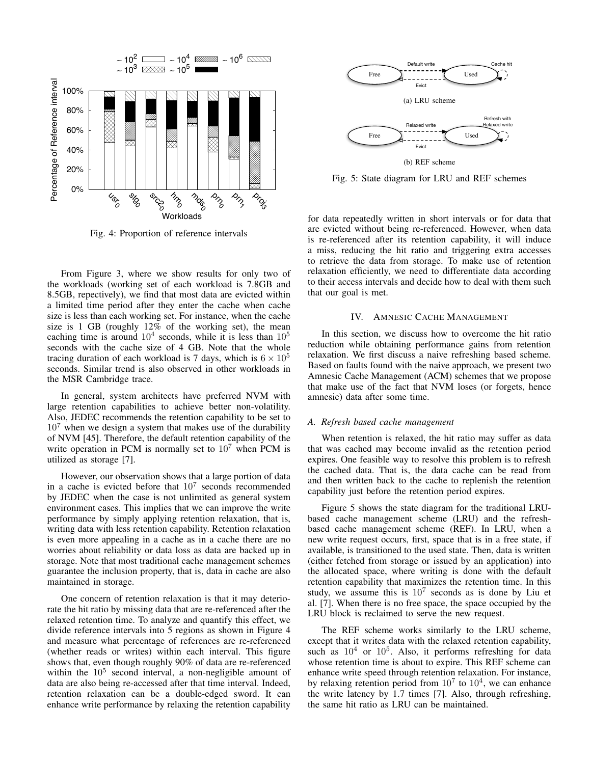~ $10^2$ ~ $10^4$ ~ $10^6$
~ $10^3$ ~ $10^5$

Percentage of Reference interval

100%
80%
60%
40%
20%
0%

$usr_0$ $stg_0$ $src2_0$ $hm_0$ $mds_0$ $prn_0$ $prn_1$ $proj_3$

Workloads

Fig. 4: Proportion of reference intervals

From Figure 3, where we show results for only two of the workloads (working set of each workload is 7.8GB and 8.5GB, repectively), we find that most data are evicted within a limited time period after they enter the cache when cache size is less than each working set. For instance, when the cache size is 1 GB (roughly 12% of the working set), the mean caching time is around $10^4$ seconds, while it is less than $10^5$ seconds with the cache size of 4 GB. Note that the whole tracing duration of each workload is 7 days, which is $6 \times 10^5$ seconds. Similar trend is also observed in other workloads in the MSR Cambridge trace.

In general, system architects have preferred NVM with large retention capabilities to achieve better non-volatility. Also, JEDEC recommends the retention capability to be set to $10^7$ when we design a system that makes use of the durability of NVM [45]. Therefore, the default retention capability of the write operation in PCM is normally set to $10^7$ when PCM is utilized as storage [7].

However, our observation shows that a large portion of data in a cache is evicted before that $10^7$ seconds recommended by JEDEC when the case is not unlimited as general system environment cases. This implies that we can improve the write performance by simply applying retention relaxation, that is, writing data with less retention capability. Retention relaxation is even more appealing in a cache as in a cache there are no worries about reliability or data loss as data are backed up in storage. Note that most traditional cache management schemes guarantee the inclusion property, that is, data in cache are also maintained in storage.

One concern of retention relaxation is that it may deteriorate the hit ratio by missing data that are re-referenced after the relaxed retention time. To analyze and quantify this effect, we divide reference intervals into 5 regions as shown in Figure 4 and measure what percentage of references are re-referenced (whether reads or writes) within each interval. This figure shows that, even though roughly 90% of data are re-referenced within the $10^5$ second interval, a non-negligible amount of data are also being re-accessed after that time interval. Indeed, retention relaxation can be a double-edged sword. It can enhance write performance by relaxing the retention capability for data repeatedly written in short intervals or for data that are evicted without being re-referenced. However, when data is re-referenced after its retention capability, it will induce a miss, reducing the hit ratio and triggering extra accesses to retrieve the data from storage. To make use of retention relaxation efficiently, we need to differentiate data according to their access intervals and decide how to deal with them such that our goal is met.

Default write
Cache hit
Free
Used
Evict

(a) LRU scheme

Relaxed write
Refresh with Relaxed write
Free
Used
Evict

(b) REF scheme

Fig. 5: State diagram for LRU and REF schemes

## IV. Amnesic Cache Management

In this section, we discuss how to overcome the hit ratio reduction while obtaining performance gains from retention relaxation. We first discuss a naive refreshing based scheme. Based on faults found with the naive approach, we present two Amnesic Cache Management (ACM) schemes that we propose that make use of the fact that NVM loses (or forgets, hence amnesic) data after some time.

### *A. Refresh based cache management*

When retention is relaxed, the hit ratio may suffer as data that was cached may become invalid as the retention period expires. One feasible way to resolve this problem is to refresh the cached data. That is, the data cache can be read from and then written back to the cache to replenish the retention capability just before the retention period expires.

Figure 5 shows the state diagram for the traditional LRU-based cache management scheme (LRU) and the refresh-based cache management scheme (REF). In LRU, when a new write request occurs, first, space that is in a free state, if available, is transitioned to the used state. Then, data is written (either fetched from storage or issued by an application) into the allocated space, where writing is done with the default retention capability that maximizes the retention time. In this study, we assume this is $10^7$ seconds as is done by Liu et al. [7]. When there is no free space, the space occupied by the LRU block is reclaimed to serve the new request.

The REF scheme works similarly to the LRU scheme, except that it writes data with the relaxed retention capability, such as $10^4$ or $10^5$. Also, it performs refreshing for data whose retention time is about to expire. This REF scheme can enhance write speed through retention relaxation. For instance, by relaxing retention period from $10^7$ to $10^4$, we can enhance the write latency by 1.7 times [7]. Also, through refreshing, the same hit ratio as LRU can be maintained.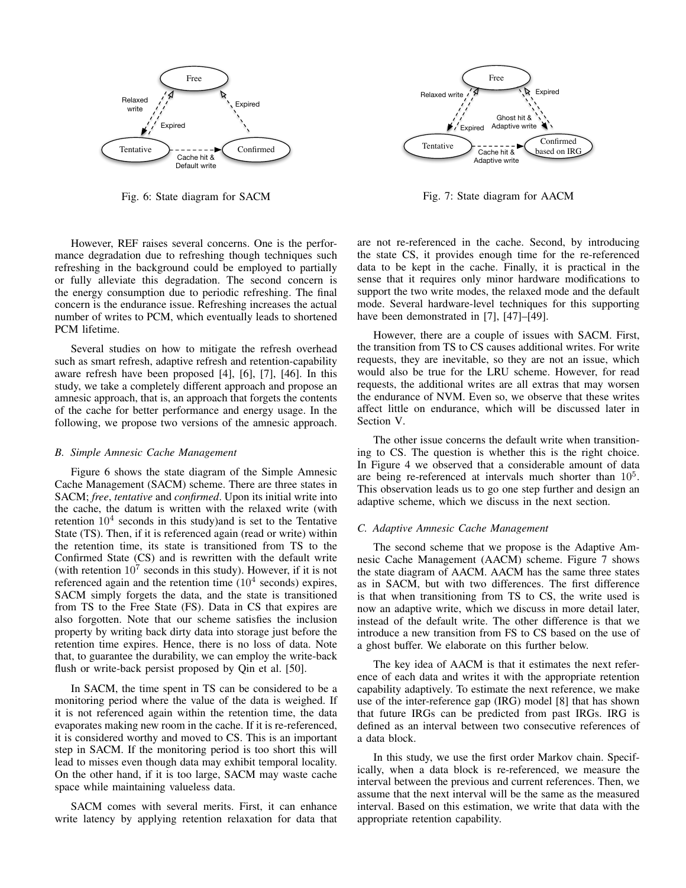Fig. 6: State diagram for SACM

Fig. 7: State diagram for AACM

However, REF raises several concerns. One is the performance degradation due to refreshing though techniques such refreshing in the background could be employed to partially or fully alleviate this degradation. The second concern is the energy consumption due to periodic refreshing. The final concern is the endurance issue. Refreshing increases the actual number of writes to PCM, which eventually leads to shortened PCM lifetime.

Several studies on how to mitigate the refresh overhead such as smart refresh, adaptive refresh and retention-capability aware refresh have been proposed [4], [6], [7], [46]. In this study, we take a completely different approach and propose an amnesic approach, that is, an approach that forgets the contents of the cache for better performance and energy usage. In the following, we propose two versions of the amnesic approach.

### B. Simple Amnesic Cache Management

Figure 6 shows the state diagram of the Simple Amnesic Cache Management (SACM) scheme. There are three states in SACM; *free*, *tentative* and *confirmed*. Upon its initial write into the cache, the datum is written with the relaxed write (with retention $10^4$ seconds in this study)and is set to the Tentative State (TS). Then, if it is referenced again (read or write) within the retention time, its state is transitioned from TS to the Confirmed State (CS) and is rewritten with the default write (with retention $10^7$ seconds in this study). However, if it is not referenced again and the retention time ($10^4$ seconds) expires, SACM simply forgets the data, and the state is transitioned from TS to the Free State (FS). Data in CS that expires are also forgotten. Note that our scheme satisfies the inclusion property by writing back dirty data into storage just before the retention time expires. Hence, there is no loss of data. Note that, to guarantee the durability, we can employ the write-back flush or write-back persist proposed by Qin et al. [50].

In SACM, the time spent in TS can be considered to be a monitoring period where the value of the data is weighed. If it is not referenced again within the retention time, the data evaporates making new room in the cache. If it is re-referenced, it is considered worthy and moved to CS. This is an important step in SACM. If the monitoring period is too short this will lead to misses even though data may exhibit temporal locality. On the other hand, if it is too large, SACM may waste cache space while maintaining valueless data.

SACM comes with several merits. First, it can enhance write latency by applying retention relaxation for data that are not re-referenced in the cache. Second, by introducing the state CS, it provides enough time for the re-referenced data to be kept in the cache. Finally, it is practical in the sense that it requires only minor hardware modifications to support the two write modes, the relaxed mode and the default mode. Several hardware-level techniques for this supporting have been demonstrated in [7], [47]–[49].

However, there are a couple of issues with SACM. First, the transition from TS to CS causes additional writes. For write requests, they are inevitable, so they are not an issue, which would also be true for the LRU scheme. However, for read requests, the additional writes are all extras that may worsen the endurance of NVM. Even so, we observe that these writes affect little on endurance, which will be discussed later in Section V.

The other issue concerns the default write when transitioning to CS. The question is whether this is the right choice. In Figure 4 we observed that a considerable amount of data are being re-referenced at intervals much shorter than $10^5$. This observation leads us to go one step further and design an adaptive scheme, which we discuss in the next section.

### C. Adaptive Amnesic Cache Management

The second scheme that we propose is the Adaptive Amnesic Cache Management (AACM) scheme. Figure 7 shows the state diagram of AACM. AACM has the same three states as in SACM, but with two differences. The first difference is that when transitioning from TS to CS, the write used is now an adaptive write, which we discuss in more detail later, instead of the default write. The other difference is that we introduce a new transition from FS to CS based on the use of a ghost buffer. We elaborate on this further below.

The key idea of AACM is that it estimates the next reference of each data and writes it with the appropriate retention capability adaptively. To estimate the next reference, we make use of the inter-reference gap (IRG) model [8] that has shown that future IRGs can be predicted from past IRGs. IRG is defined as an interval between two consecutive references of a data block.

In this study, we use the first order Markov chain. Specifically, when a data block is re-referenced, we measure the interval between the previous and current references. Then, we assume that the next interval will be the same as the measured interval. Based on this estimation, we write that data with the appropriate retention capability.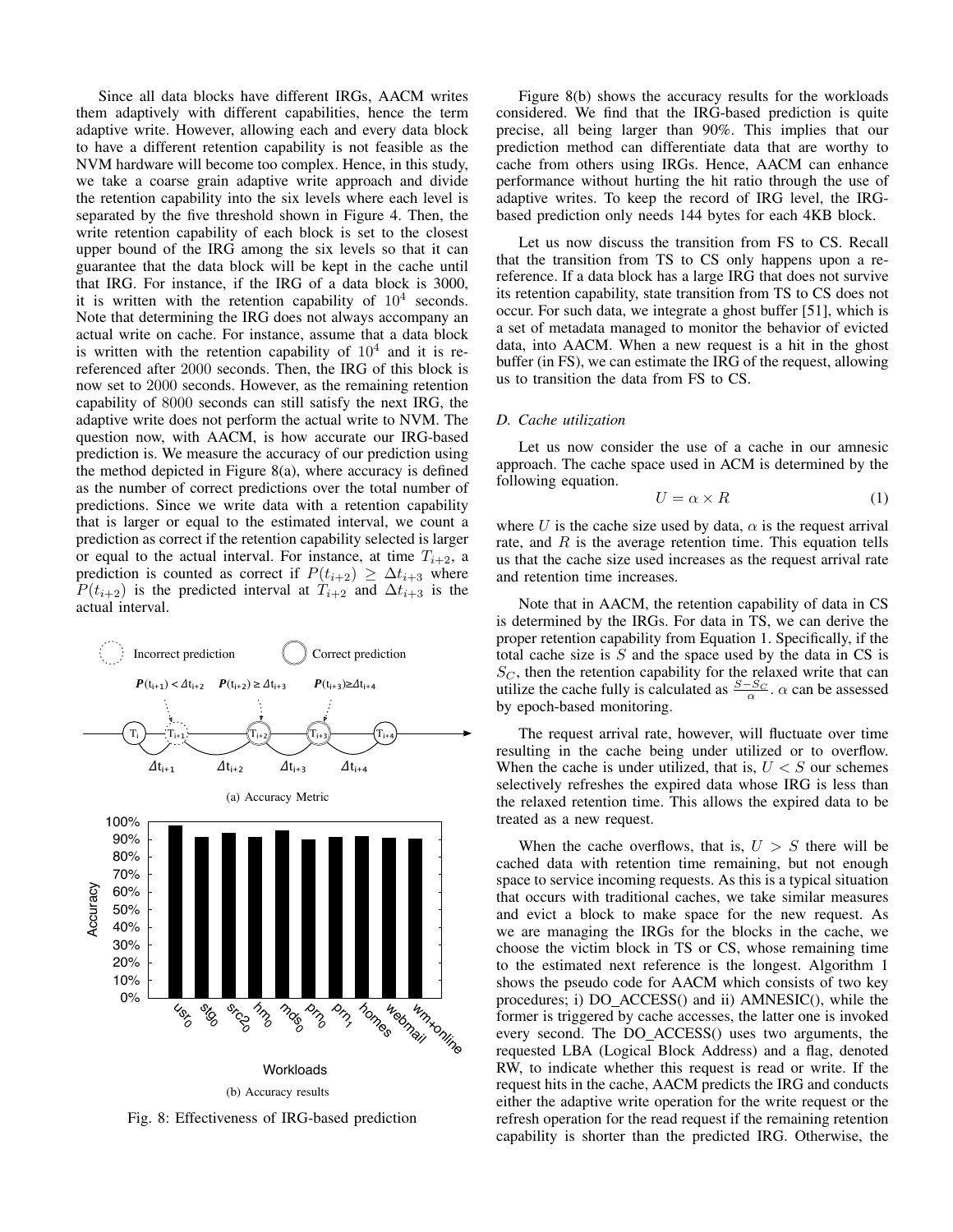Since all data blocks have different IRGs, AACM writes them adaptively with different capabilities, hence the term adaptive write. However, allowing each and every data block to have a different retention capability is not feasible as the NVM hardware will become too complex. Hence, in this study, we take a coarse grain adaptive write approach and divide the retention capability into the six levels where each level is separated by the five threshold shown in Figure 4. Then, the write retention capability of each block is set to the closest upper bound of the IRG among the six levels so that it can guarantee that the data block will be kept in the cache until that IRG. For instance, if the IRG of a data block is 3000, it is written with the retention capability of $10^4$ seconds. Note that determining the IRG does not always accompany an actual write on cache. For instance, assume that a data block is written with the retention capability of $10^4$ and it is re-referenced after 2000 seconds. Then, the IRG of this block is now set to 2000 seconds. However, as the remaining retention capability of 8000 seconds can still satisfy the next IRG, the adaptive write does not perform the actual write to NVM. The question now, with AACM, is how accurate our IRG-based prediction is. We measure the accuracy of our prediction using the method depicted in Figure 8(a), where accuracy is defined as the number of correct predictions over the total number of predictions. Since we write data with a retention capability that is larger or equal to the estimated interval, we count a prediction as correct if the retention capability selected is larger or equal to the actual interval. For instance, at time $T_{i+2}$, a prediction is counted as correct if $P(t_{i+2}) \geq \Delta t_{i+3}$ where $P(t_{i+2})$ is the predicted interval at $T_{i+2}$ and $\Delta t_{i+3}$ is the actual interval.

(a) Accuracy Metric

(b) Accuracy results

Fig. 8: Effectiveness of IRG-based prediction

Figure 8(b) shows the accuracy results for the workloads considered. We find that the IRG-based prediction is quite precise, all being larger than 90%. This implies that our prediction method can differentiate data that are worthy to cache from others using IRGs. Hence, AACM can enhance performance without hurting the hit ratio through the use of adaptive writes. To keep the record of IRG level, the IRG-based prediction only needs 144 bytes for each 4KB block.

Let us now discuss the transition from FS to CS. Recall that the transition from TS to CS only happens upon a re-reference. If a data block has a large IRG that does not survive its retention capability, state transition from TS to CS does not occur. For such data, we integrate a ghost buffer [51], which is a set of metadata managed to monitor the behavior of evicted data, into AACM. When a new request is a hit in the ghost buffer (in FS), we can estimate the IRG of the request, allowing us to transition the data from FS to CS.

### D. Cache utilization

Let us now consider the use of a cache in our amnesic approach. The cache space used in ACM is determined by the following equation.

$$U = \alpha \times R \tag{1}$$

where $U$ is the cache size used by data, $\alpha$ is the request arrival rate, and $R$ is the average retention time. This equation tells us that the cache size used increases as the request arrival rate and retention time increases.

Note that in AACM, the retention capability of data in CS is determined by the IRGs. For data in TS, we can derive the proper retention capability from Equation 1. Specifically, if the total cache size is $S$ and the space used by the data in CS is $S_C$, then the retention capability for the relaxed write that can utilize the cache fully is calculated as $\frac{S-S_C}{\alpha}$. $\alpha$ can be assessed by epoch-based monitoring.

The request arrival rate, however, will fluctuate over time resulting in the cache being under utilized or to overflow. When the cache is under utilized, that is, $U < S$ our schemes selectively refreshes the expired data whose IRG is less than the relaxed retention time. This allows the expired data to be treated as a new request.

When the cache overflows, that is, $U > S$ there will be cached data with retention time remaining, but not enough space to service incoming requests. As this is a typical situation that occurs with traditional caches, we take similar measures and evict a block to make space for the new request. As we are managing the IRGs for the blocks in the cache, we choose the victim block in TS or CS, whose remaining time to the estimated next reference is the longest. Algorithm 1 shows the pseudo code for AACM which consists of two key procedures; i) DO_ACCESS() and ii) AMNESIC(), while the former is triggered by cache accesses, the latter one is invoked every second. The DO_ACCESS() uses two arguments, the requested LBA (Logical Block Address) and a flag, denoted RW, to indicate whether this request is read or write. If the request hits in the cache, AACM predicts the IRG and conducts either the adaptive write operation for the write request or the refresh operation for the read request if the remaining retention capability is shorter than the predicted IRG. Otherwise, the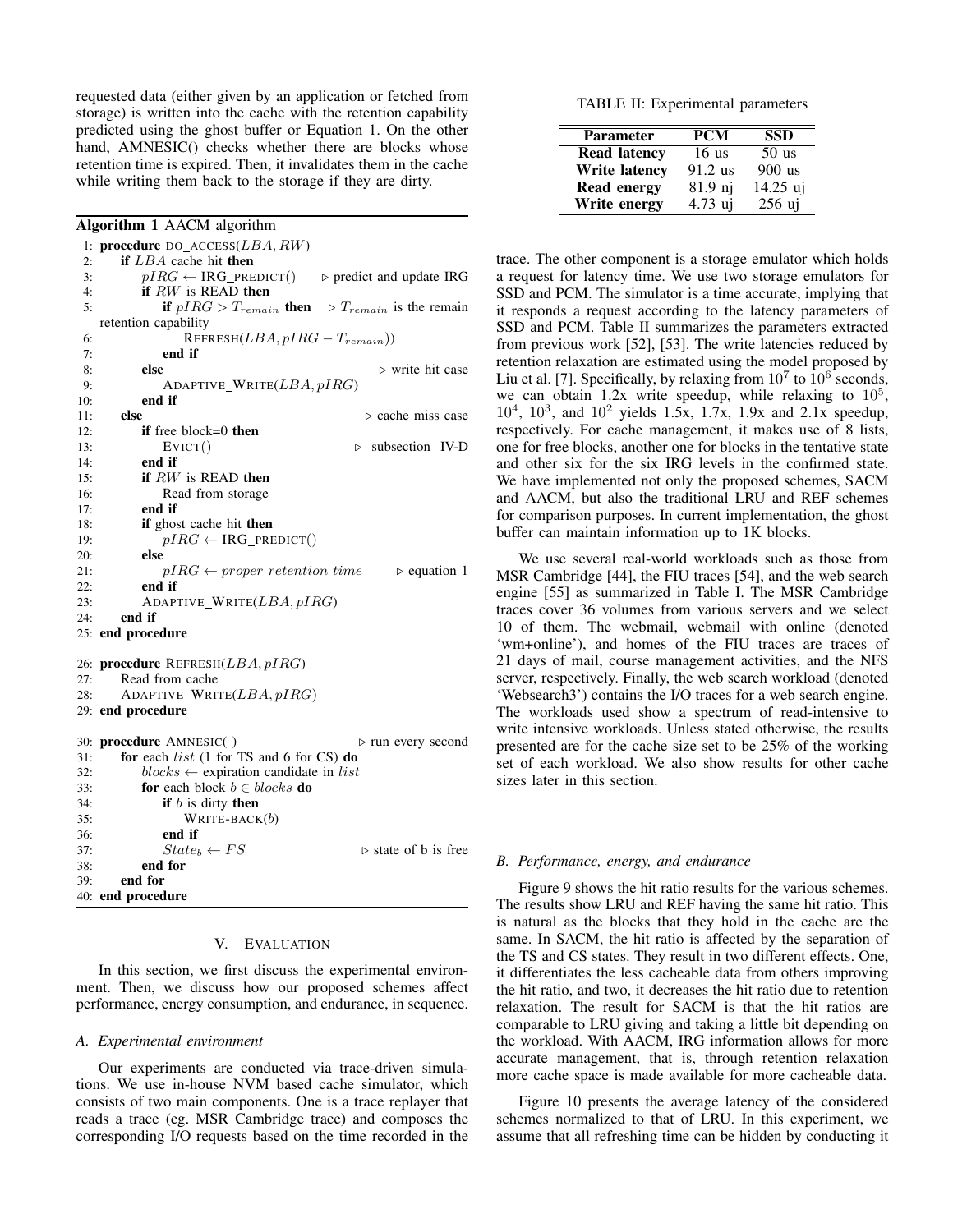requested data (either given by an application or fetched from storage) is written into the cache with the retention capability predicted using the ghost buffer or Equation 1. On the other hand, AMNESIC() checks whether there are blocks whose retention time is expired. Then, it invalidates them in the cache while writing them back to the storage if they are dirty.

**Algorithm 1** AACM algorithm

```
 1: procedure DO_ACCESS(LBA, RW)
 2:     if LBA cache hit then
 3:         pIRG ← IRG_PREDICT()                ▷ predict and update IRG
 4:         if RW is READ then
 5:             if pIRG > T_remain then          ▷ T_remain is the remain retention capability
 6:                 REFRESH(LBA, pIRG − T_remain))
 7:             end if
 8:         else                                 ▷ write hit case
 9:             ADAPTIVE_WRITE(LBA, pIRG)
10:         end if
11:     else                                     ▷ cache miss case
12:         if free block=0 then
13:             EVICT()                          ▷ subsection IV-D
14:         end if
15:         if RW is READ then
16:             Read from storage
17:         end if
18:         if ghost cache hit then
19:             pIRG ← IRG_PREDICT()
20:         else
21:             pIRG ← proper retention time     ▷ equation 1
22:         end if
23:         ADAPTIVE_WRITE(LBA, pIRG)
24:     end if
25: end procedure

26: procedure REFRESH(LBA, pIRG)
27:     Read from cache
28:     ADAPTIVE_WRITE(LBA, pIRG)
29: end procedure

30: procedure AMNESIC( )                         ▷ run every second
31:     for each list (1 for TS and 6 for CS) do
32:         blocks ← expiration candidate in list
33:         for each block b ∈ blocks do
34:             if b is dirty then
35:                 WRITE-BACK(b)
36:             end if
37:             State_b ← FS                     ▷ state of b is free
38:         end for
39:     end for
40: end procedure
```

## V. EVALUATION

In this section, we first discuss the experimental environment. Then, we discuss how our proposed schemes affect performance, energy consumption, and endurance, in sequence.

### A. Experimental environment

Our experiments are conducted via trace-driven simulations. We use in-house NVM based cache simulator, which consists of two main components. One is a trace replayer that reads a trace (eg. MSR Cambridge trace) and composes the corresponding I/O requests based on the time recorded in the trace. The other component is a storage emulator which holds a request for latency time. We use two storage emulators for SSD and PCM. The simulator is a time accurate, implying that it responds a request according to the latency parameters of SSD and PCM. Table II summarizes the parameters extracted from previous work [52], [53]. The write latencies reduced by retention relaxation are estimated using the model proposed by Liu et al. [7]. Specifically, by relaxing from $10^7$ to $10^6$ seconds, we can obtain 1.2x write speedup, while relaxing to $10^5$, $10^4$, $10^3$, and $10^2$ yields 1.5x, 1.7x, 1.9x and 2.1x speedup, respectively. For cache management, it makes use of 8 lists, one for free blocks, another one for blocks in the tentative state and other six for the six IRG levels in the confirmed state. We have implemented not only the proposed schemes, SACM and AACM, but also the traditional LRU and REF schemes for comparison purposes. In current implementation, the ghost buffer can maintain information up to 1K blocks.

TABLE II: Experimental parameters

| Parameter | PCM | SSD |
|---|---|---|
| **Read latency** | 16 us | 50 us |
| **Write latency** | 91.2 us | 900 us |
| **Read energy** | 81.9 nj | 14.25 uj |
| **Write energy** | 4.73 uj | 256 uj |

We use several real-world workloads such as those from MSR Cambridge [44], the FIU traces [54], and the web search engine [55] as summarized in Table I. The MSR Cambridge traces cover 36 volumes from various servers and we select 10 of them. The webmail, webmail with online (denoted 'wm+online'), and homes of the FIU traces are traces of 21 days of mail, course management activities, and the NFS server, respectively. Finally, the web search workload (denoted 'Websearch3') contains the I/O traces for a web search engine. The workloads used show a spectrum of read-intensive to write intensive workloads. Unless stated otherwise, the results presented are for the cache size set to be 25% of the working set of each workload. We also show results for other cache sizes later in this section.

### B. Performance, energy, and endurance

Figure 9 shows the hit ratio results for the various schemes. The results show LRU and REF having the same hit ratio. This is natural as the blocks that they hold in the cache are the same. In SACM, the hit ratio is affected by the separation of the TS and CS states. They result in two different effects. One, it differentiates the less cacheable data from others improving the hit ratio, and two, it decreases the hit ratio due to retention relaxation. The result for SACM is that the hit ratios are comparable to LRU giving and taking a little bit depending on the workload. With AACM, IRG information allows for more accurate management, that is, through retention relaxation more cache space is made available for more cacheable data.

Figure 10 presents the average latency of the considered schemes normalized to that of LRU. In this experiment, we assume that all refreshing time can be hidden by conducting it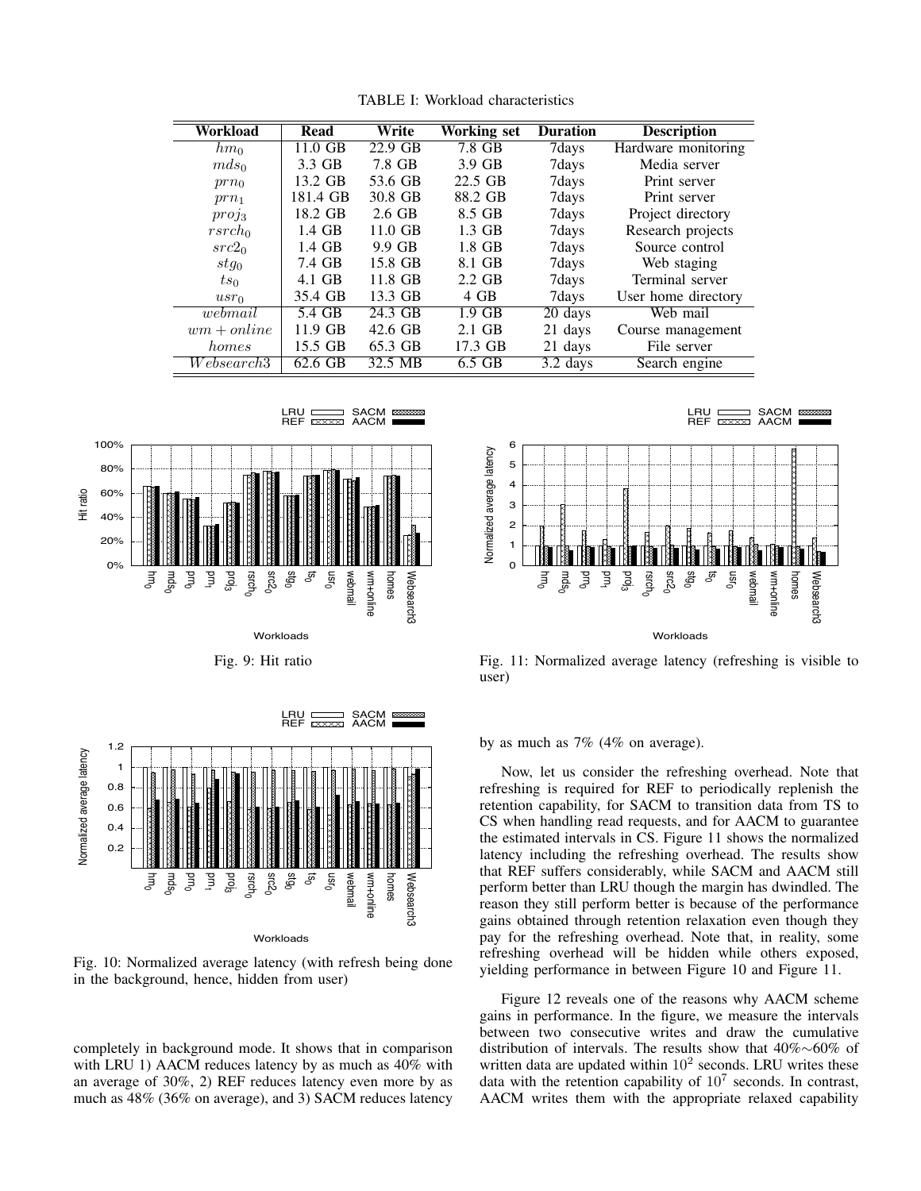TABLE I: Workload characteristics

| Workload | Read | Write | Working set | Duration | Description |
|---|---|---|---|---|---|
| $hm_0$ | 11.0 GB | 22.9 GB | 7.8 GB | 7days | Hardware monitoring |
| $mds_0$ | 3.3 GB | 7.8 GB | 3.9 GB | 7days | Media server |
| $prn_0$ | 13.2 GB | 53.6 GB | 22.5 GB | 7days | Print server |
| $prn_1$ | 181.4 GB | 30.8 GB | 88.2 GB | 7days | Print server |
| $proj_3$ | 18.2 GB | 2.6 GB | 8.5 GB | 7days | Project directory |
| $rsrch_0$ | 1.4 GB | 11.0 GB | 1.3 GB | 7days | Research projects |
| $src2_0$ | 1.4 GB | 9.9 GB | 1.8 GB | 7days | Source control |
| $stg_0$ | 7.4 GB | 15.8 GB | 8.1 GB | 7days | Web staging |
| $ts_0$ | 4.1 GB | 11.8 GB | 2.2 GB | 7days | Terminal server |
| $usr_0$ | 35.4 GB | 13.3 GB | 4 GB | 7days | User home directory |
| $webmail$ | 5.4 GB | 24.3 GB | 1.9 GB | 20 days | Web mail |
| $wm + online$ | 11.9 GB | 42.6 GB | 2.1 GB | 21 days | Course management |
| $homes$ | 15.5 GB | 65.3 GB | 17.3 GB | 21 days | File server |
| $Websearch3$ | 62.6 GB | 32.5 MB | 6.5 GB | 3.2 days | Search engine |

Fig. 9: Hit ratio

Fig. 10: Normalized average latency (with refresh being done in the background, hence, hidden from user)

Fig. 11: Normalized average latency (refreshing is visible to user)

completely in background mode. It shows that in comparison with LRU 1) AACM reduces latency by as much as 40% with an average of 30%, 2) REF reduces latency even more by as much as 48% (36% on average), and 3) SACM reduces latency by as much as 7% (4% on average).

Now, let us consider the refreshing overhead. Note that refreshing is required for REF to periodically replenish the retention capability, for SACM to transition data from TS to CS when handling read requests, and for AACM to guarantee the estimated intervals in CS. Figure 11 shows the normalized latency including the refreshing overhead. The results show that REF suffers considerably, while SACM and AACM still perform better than LRU though the margin has dwindled. The reason they still perform better is because of the performance gains obtained through retention relaxation even though they pay for the refreshing overhead. Note that, in reality, some refreshing overhead will be hidden while others exposed, yielding performance in between Figure 10 and Figure 11.

Figure 12 reveals one of the reasons why AACM scheme gains in performance. In the figure, we measure the intervals between two consecutive writes and draw the cumulative distribution of intervals. The results show that 40%∼60% of written data are updated within $10^2$ seconds. LRU writes these data with the retention capability of $10^7$ seconds. In contrast, AACM writes them with the appropriate relaxed capability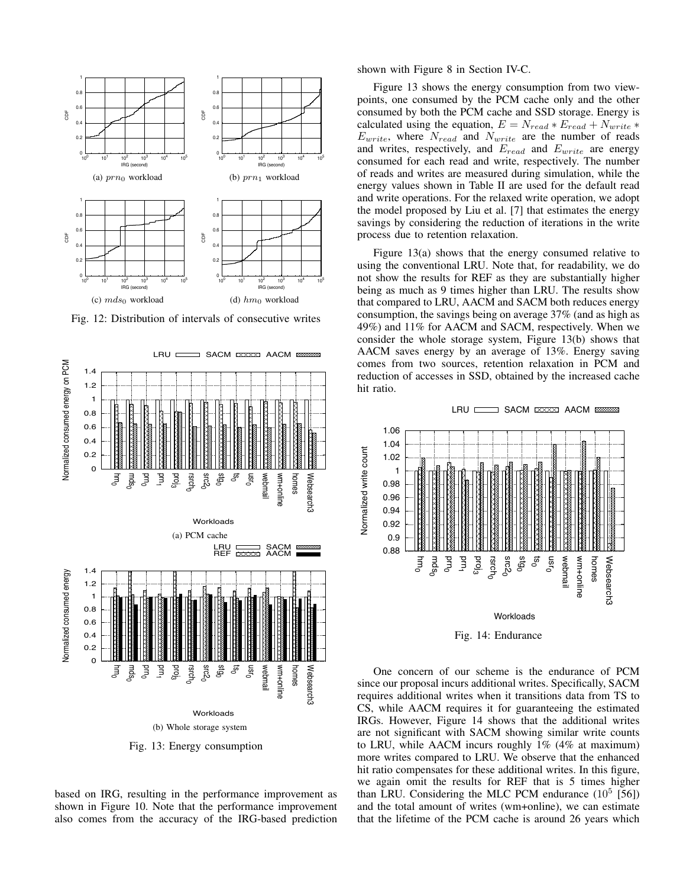(a) $prn_0$ workload

(b) $prn_1$ workload

(c) $mds_0$ workload

(d) $hm_0$ workload

Fig. 12: Distribution of intervals of consecutive writes

(a) PCM cache

(b) Whole storage system

Fig. 13: Energy consumption

based on IRG, resulting in the performance improvement as shown in Figure 10. Note that the performance improvement also comes from the accuracy of the IRG-based prediction shown with Figure 8 in Section IV-C.

Figure 13 shows the energy consumption from two viewpoints, one consumed by the PCM cache only and the other consumed by both the PCM cache and SSD storage. Energy is calculated using the equation, $E = N_{read} * E_{read} + N_{write} * E_{write}$, where $N_{read}$ and $N_{write}$ are the number of reads and writes, respectively, and $E_{read}$ and $E_{write}$ are energy consumed for each read and write, respectively. The number of reads and writes are measured during simulation, while the energy values shown in Table II are used for the default read and write operations. For the relaxed write operation, we adopt the model proposed by Liu et al. [7] that estimates the energy savings by considering the reduction of iterations in the write process due to retention relaxation.

Figure 13(a) shows that the energy consumed relative to using the conventional LRU. Note that, for readability, we do not show the results for REF as they are substantially higher being as much as 9 times higher than LRU. The results show that compared to LRU, AACM and SACM both reduces energy consumption, the savings being on average 37% (and as high as 49%) and 11% for AACM and SACM, respectively. When we consider the whole storage system, Figure 13(b) shows that AACM saves energy by an average of 13%. Energy saving comes from two sources, retention relaxation in PCM and reduction of accesses in SSD, obtained by the increased cache hit ratio.

Fig. 14: Endurance

One concern of our scheme is the endurance of PCM since our proposal incurs additional writes. Specifically, SACM requires additional writes when it transitions data from TS to CS, while AACM requires it for guaranteeing the estimated IRGs. However, Figure 14 shows that the additional writes are not significant with SACM showing similar write counts to LRU, while AACM incurs roughly 1% (4% at maximum) more writes compared to LRU. We observe that the enhanced hit ratio compensates for these additional writes. In this figure, we again omit the results for REF that is 5 times higher than LRU. Considering the MLC PCM endurance ($10^5$ [56]) and the total amount of writes (wm+online), we can estimate that the lifetime of the PCM cache is around 26 years which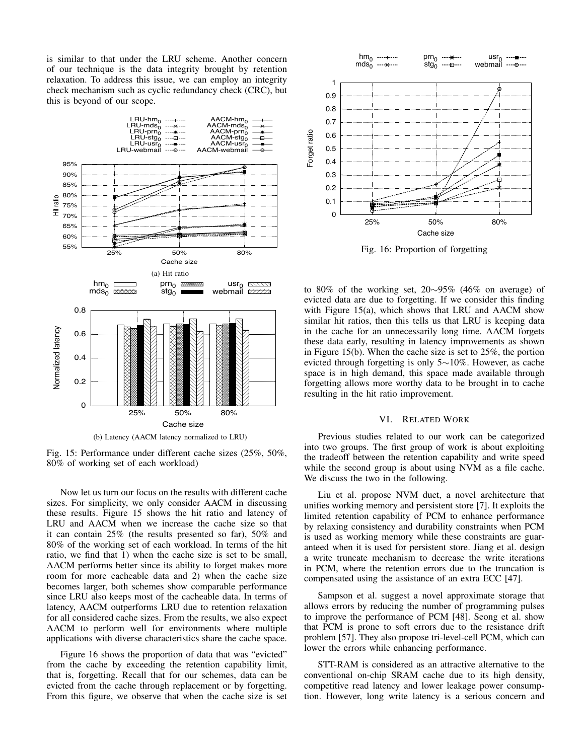is similar to that under the LRU scheme. Another concern of our technique is the data integrity brought by retention relaxation. To address this issue, we can employ an integrity check mechanism such as cyclic redundancy check (CRC), but this is beyond of our scope.

(a) Hit ratio

(b) Latency (AACM latency normalized to LRU)

Fig. 15: Performance under different cache sizes (25%, 50%, 80% of working set of each workload)

Now let us turn our focus on the results with different cache sizes. For simplicity, we only consider AACM in discussing these results. Figure 15 shows the hit ratio and latency of LRU and AACM when we increase the cache size so that it can contain 25% (the results presented so far), 50% and 80% of the working set of each workload. In terms of the hit ratio, we find that 1) when the cache size is set to be small, AACM performs better since its ability to forget makes more room for more cacheable data and 2) when the cache size becomes larger, both schemes show comparable performance since LRU also keeps most of the cacheable data. In terms of latency, AACM outperforms LRU due to retention relaxation for all considered cache sizes. From the results, we also expect AACM to perform well for environments where multiple applications with diverse characteristics share the cache space.

Figure 16 shows the proportion of data that was "evicted" from the cache by exceeding the retention capability limit, that is, forgetting. Recall that for our schemes, data can be evicted from the cache through replacement or by forgetting. From this figure, we observe that when the cache size is set to 80% of the working set, 20∼95% (46% on average) of evicted data are due to forgetting. If we consider this finding with Figure 15(a), which shows that LRU and AACM show similar hit ratios, then this tells us that LRU is keeping data in the cache for an unnecessarily long time. AACM forgets these data early, resulting in latency improvements as shown in Figure 15(b). When the cache size is set to 25%, the portion evicted through forgetting is only 5∼10%. However, as cache space is in high demand, this space made available through forgetting allows more worthy data to be brought in to cache resulting in the hit ratio improvement.

Fig. 16: Proportion of forgetting

## VI. Related Work

Previous studies related to our work can be categorized into two groups. The first group of work is about exploiting the tradeoff between the retention capability and write speed while the second group is about using NVM as a file cache. We discuss the two in the following.

Liu et al. propose NVM duet, a novel architecture that unifies working memory and persistent store [7]. It exploits the limited retention capability of PCM to enhance performance by relaxing consistency and durability constraints when PCM is used as working memory while these constraints are guaranteed when it is used for persistent store. Jiang et al. design a write truncate mechanism to decrease the write iterations in PCM, where the retention errors due to the truncation is compensated using the assistance of an extra ECC [47].

Sampson et al. suggest a novel approximate storage that allows errors by reducing the number of programming pulses to improve the performance of PCM [48]. Seong et al. show that PCM is prone to soft errors due to the resistance drift problem [57]. They also propose tri-level-cell PCM, which can lower the errors while enhancing performance.

STT-RAM is considered as an attractive alternative to the conventional on-chip SRAM cache due to its high density, competitive read latency and lower leakage power consumption. However, long write latency is a serious concern and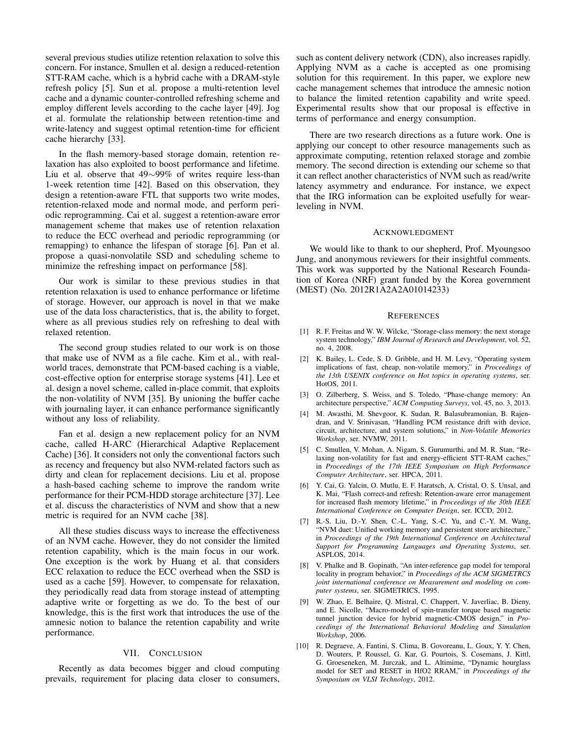several previous studies utilize retention relaxation to solve this concern. For instance, Smullen et al. design a reduced-retention STT-RAM cache, which is a hybrid cache with a DRAM-style refresh policy [5]. Sun et al. propose a multi-retention level cache and a dynamic counter-controlled refreshing scheme and employ different levels according to the cache layer [49]. Jog et al. formulate the relationship between retention-time and write-latency and suggest optimal retention-time for efficient cache hierarchy [33].

In the flash memory-based storage domain, retention relaxation has also exploited to boost performance and lifetime. Liu et al. observe that 49∼99% of writes require less-than 1-week retention time [42]. Based on this observation, they design a retention-aware FTL that supports two write modes, retention-relaxed mode and normal mode, and perform periodic reprogramming. Cai et al. suggest a retention-aware error management scheme that makes use of retention relaxation to reduce the ECC overhead and periodic reprogramming (or remapping) to enhance the lifespan of storage [6]. Pan et al. propose a quasi-nonvolatile SSD and scheduling scheme to minimize the refreshing impact on performance [58].

Our work is similar to these previous studies in that retention relaxation is used to enhance performance or lifetime of storage. However, our approach is novel in that we make use of the data loss characteristics, that is, the ability to forget, where as all previous studies rely on refreshing to deal with relaxed retention.

The second group studies related to our work is on those that make use of NVM as a file cache. Kim et al., with real-world traces, demonstrate that PCM-based caching is a viable, cost-effective option for enterprise storage systems [41]. Lee et al. design a novel scheme, called in-place commit, that exploits the non-volatility of NVM [35]. By unioning the buffer cache with journaling layer, it can enhance performance significantly without any loss of reliability.

Fan et al. design a new replacement policy for an NVM cache, called H-ARC (Hierarchical Adaptive Replacement Cache) [36]. It considers not only the conventional factors such as recency and frequency but also NVM-related factors such as dirty and clean for replacement decisions. Liu et al. propose a hash-based caching scheme to improve the random write performance for their PCM-HDD storage architecture [37]. Lee et al. discuss the characteristics of NVM and show that a new metric is required for an NVM cache [38].

All these studies discuss ways to increase the effectiveness of an NVM cache. However, they do not consider the limited retention capability, which is the main focus in our work. One exception is the work by Huang et al. that considers ECC relaxation to reduce the ECC overhead when the SSD is used as a cache [59]. However, to compensate for relaxation, they periodically read data from storage instead of attempting adaptive write or forgetting as we do. To the best of our knowledge, this is the first work that introduces the use of the amnesic notion to balance the retention capability and write performance.

## VII. Conclusion

Recently as data becomes bigger and cloud computing prevails, requirement for placing data closer to consumers, such as content delivery network (CDN), also increases rapidly. Applying NVM as a cache is accepted as one promising solution for this requirement. In this paper, we explore new cache management schemes that introduce the amnesic notion to balance the limited retention capability and write speed. Experimental results show that our proposal is effective in terms of performance and energy consumption.

There are two research directions as a future work. One is applying our concept to other resource managements such as approximate computing, retention relaxed storage and zombie memory. The second direction is extending our scheme so that it can reflect another characteristics of NVM such as read/write latency asymmetry and endurance. For instance, we expect that the IRG information can be exploited usefully for wear-leveling in NVM.

## Acknowledgment

We would like to thank to our shepherd, Prof. Myoungsoo Jung, and anonymous reviewers for their insightful comments. This work was supported by the National Research Foundation of Korea (NRF) grant funded by the Korea government (MEST) (No. 2012R1A2A2A01014233)

## References

[1] R. F. Freitas and W. W. Wilcke, "Storage-class memory: the next storage system technology," *IBM Journal of Research and Development*, vol. 52, no. 4, 2008.

[2] K. Bailey, L. Cede, S. D. Gribble, and H. M. Levy, "Operating system implications of fast, cheap, non-volatile memory," in *Proceedings of the 13th USENIX conference on Hot topics in operating systems*, ser. HotOS, 2011.

[3] O. Zilberberg, S. Weiss, and S. Toledo, "Phase-change memory: An architecture perspective," *ACM Computing Surveys*, vol. 45, no. 3, 2013.

[4] M. Awasthi, M. Shevgoor, K. Sudan, R. Balasubramonian, B. Rajendran, and V. Srinivasan, "Handling PCM resistance drift with device, circuit, architecture, and system solutions," in *Non-Volatile Memories Workshop*, ser. NVMW, 2011.

[5] C. Smullen, V. Mohan, A. Nigam, S. Gurumurthi, and M. R. Stan, "Relaxing non-volatility for fast and energy-efficient STT-RAM caches," in *Proceedings of the 17th IEEE Symposium on High Performance Computer Architecture*, ser. HPCA, 2011.

[6] Y. Cai, G. Yalcin, O. Mutlu, E. F. Haratsch, A. Cristal, O. S. Unsal, and K. Mai, "Flash correct-and refresh: Retention-aware error management for increased flash memory lifetime," in *Proceedings of the 30th IEEE International Conference on Computer Design*, ser. ICCD, 2012.

[7] R.-S. Liu, D.-Y. Shen, C.-L. Yang, S.-C. Yu, and C.-Y. M. Wang, "NVM duet: Unified working memory and persistent store architecture," in *Proceedings of the 19th International Conference on Architectural Support for Programming Languages and Operating Systems*, ser. ASPLOS, 2014.

[8] V. Phalke and B. Gopinath, "An inter-reference gap model for temporal locality in program behavior," in *Proceedings of the ACM SIGMETRCS joint international conference on Measurement and modeling on computer systems*, ser. SIGMETRICS, 1995.

[9] W. Zhao, E. Belhaire, Q. Mistral, C. Chappert, V. Javerliac, B. Dieny, and E. Nicolle, "Macro-model of spin-transfer torque based magnetic tunnel junction device for hybrid magnetic-CMOS design," in *Proceedings of the International Behavioral Modeling and Simulation Workshop*, 2006.

[10] R. Degraeve, A. Fantini, S. Clima, B. Govoreanu, L. Goux, Y. Y. Chen, D. Wouters, P. Roussel, G. Kar, G. Pourtois, S. Cosemans, J. Kittl, G. Groeseneken, M. Jurczak, and L. Altimime, "Dynamic hourglass model for SET and RESET in HfO2 RRAM," in *Proceedings of the Symposium on VLSI Technology*, 2012.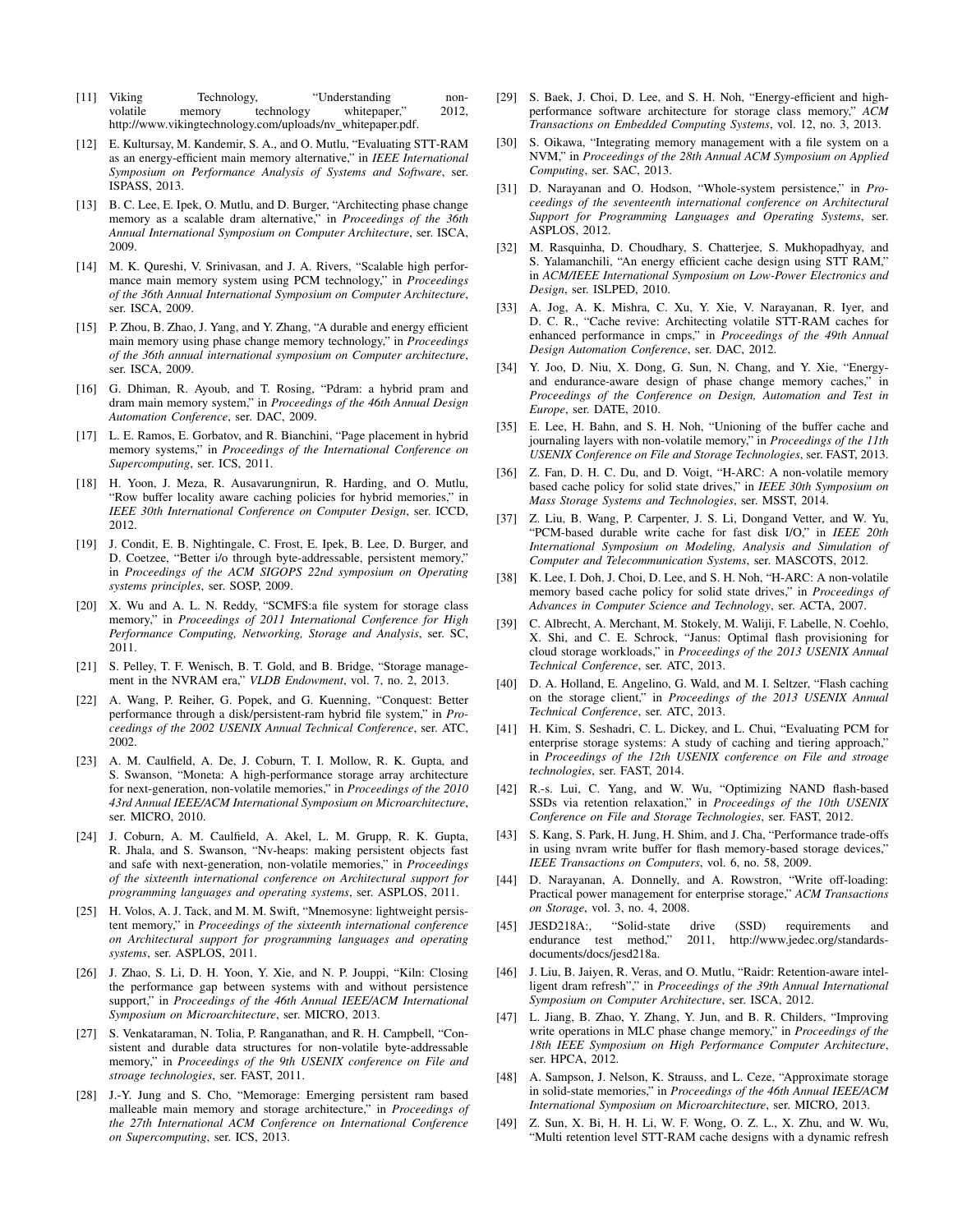[11] Viking Technology, "Understanding non-volatile memory technology whitepaper," 2012, http://www.vikingtechnology.com/uploads/nv_whitepaper.pdf.

[12] E. Kultursay, M. Kandemir, S. A., and O. Mutlu, "Evaluating STT-RAM as an energy-efficient main memory alternative," in *IEEE International Symposium on Performance Analysis of Systems and Software*, ser. ISPASS, 2013.

[13] B. C. Lee, E. Ipek, O. Mutlu, and D. Burger, "Architecting phase change memory as a scalable dram alternative," in *Proceedings of the 36th Annual International Symposium on Computer Architecture*, ser. ISCA, 2009.

[14] M. K. Qureshi, V. Srinivasan, and J. A. Rivers, "Scalable high performance main memory system using PCM technology," in *Proceedings of the 36th Annual International Symposium on Computer Architecture*, ser. ISCA, 2009.

[15] P. Zhou, B. Zhao, J. Yang, and Y. Zhang, "A durable and energy efficient main memory using phase change memory technology," in *Proceedings of the 36th annual international symposium on Computer architecture*, ser. ISCA, 2009.

[16] G. Dhiman, R. Ayoub, and T. Rosing, "Pdram: a hybrid pram and dram main memory system," in *Proceedings of the 46th Annual Design Automation Conference*, ser. DAC, 2009.

[17] L. E. Ramos, E. Gorbatov, and R. Bianchini, "Page placement in hybrid memory systems," in *Proceedings of the International Conference on Supercomputing*, ser. ICS, 2011.

[18] H. Yoon, J. Meza, R. Ausavarungnirun, R. Harding, and O. Mutlu, "Row buffer locality aware caching policies for hybrid memories," in *IEEE 30th International Conference on Computer Design*, ser. ICCD, 2012.

[19] J. Condit, E. B. Nightingale, C. Frost, E. Ipek, B. Lee, D. Burger, and D. Coetzee, "Better i/o through byte-addressable, persistent memory," in *Proceedings of the ACM SIGOPS 22nd symposium on Operating systems principles*, ser. SOSP, 2009.

[20] X. Wu and A. L. N. Reddy, "SCMFS:a file system for storage class memory," in *Proceedings of 2011 International Conference for High Performance Computing, Networking, Storage and Analysis*, ser. SC, 2011.

[21] S. Pelley, T. F. Wenisch, B. T. Gold, and B. Bridge, "Storage management in the NVRAM era," *VLDB Endowment*, vol. 7, no. 2, 2013.

[22] A. Wang, P. Reiher, G. Popek, and G. Kuenning, "Conquest: Better performance through a disk/persistent-ram hybrid file system," in *Proceedings of the 2002 USENIX Annual Technical Conference*, ser. ATC, 2002.

[23] A. M. Caulfield, A. De, J. Coburn, T. I. Mollow, R. K. Gupta, and S. Swanson, "Moneta: A high-performance storage array architecture for next-generation, non-volatile memories," in *Proceedings of the 2010 43rd Annual IEEE/ACM International Symposium on Microarchitecture*, ser. MICRO, 2010.

[24] J. Coburn, A. M. Caulfield, A. Akel, L. M. Grupp, R. K. Gupta, R. Jhala, and S. Swanson, "Nv-heaps: making persistent objects fast and safe with next-generation, non-volatile memories," in *Proceedings of the sixteenth international conference on Architectural support for programming languages and operating systems*, ser. ASPLOS, 2011.

[25] H. Volos, A. J. Tack, and M. M. Swift, "Mnemosyne: lightweight persistent memory," in *Proceedings of the sixteenth international conference on Architectural support for programming languages and operating systems*, ser. ASPLOS, 2011.

[26] J. Zhao, S. Li, D. H. Yoon, Y. Xie, and N. P. Jouppi, "Kiln: Closing the performance gap between systems with and without persistence support," in *Proceedings of the 46th Annual IEEE/ACM International Symposium on Microarchitecture*, ser. MICRO, 2013.

[27] S. Venkataraman, N. Tolia, P. Ranganathan, and R. H. Campbell, "Consistent and durable data structures for non-volatile byte-addressable memory," in *Proceedings of the 9th USENIX conference on File and stroage technologies*, ser. FAST, 2011.

[28] J.-Y. Jung and S. Cho, "Memorage: Emerging persistent ram based malleable main memory and storage architecture," in *Proceedings of the 27th International ACM Conference on International Conference on Supercomputing*, ser. ICS, 2013.

[29] S. Baek, J. Choi, D. Lee, and S. H. Noh, "Energy-efficient and high-performance software architecture for storage class memory," *ACM Transactions on Embedded Computing Systems*, vol. 12, no. 3, 2013.

[30] S. Oikawa, "Integrating memory management with a file system on a NVM," in *Proceedings of the 28th Annual ACM Symposium on Applied Computing*, ser. SAC, 2013.

[31] D. Narayanan and O. Hodson, "Whole-system persistence," in *Proceedings of the seventeenth international conference on Architectural Support for Programming Languages and Operating Systems*, ser. ASPLOS, 2012.

[32] M. Rasquinha, D. Choudhary, S. Chatterjee, S. Mukhopadhyay, and S. Yalamanchili, "An energy efficient cache design using STT RAM," in *ACM/IEEE International Symposium on Low-Power Electronics and Design*, ser. ISLPED, 2010.

[33] A. Jog, A. K. Mishra, C. Xu, Y. Xie, V. Narayanan, R. Iyer, and D. C. R., "Cache revive: Architecting volatile STT-RAM caches for enhanced performance in cmps," in *Proceedings of the 49th Annual Design Automation Conference*, ser. DAC, 2012.

[34] Y. Joo, D. Niu, X. Dong, G. Sun, N. Chang, and Y. Xie, "Energy- and endurance-aware design of phase change memory caches," in *Proceedings of the Conference on Design, Automation and Test in Europe*, ser. DATE, 2010.

[35] E. Lee, H. Bahn, and S. H. Noh, "Unioning of the buffer cache and journaling layers with non-volatile memory," in *Proceedings of the 11th USENIX Conference on File and Storage Technologies*, ser. FAST, 2013.

[36] Z. Fan, D. H. C. Du, and D. Voigt, "H-ARC: A non-volatile memory based cache policy for solid state drives," in *IEEE 30th Symposium on Mass Storage Systems and Technologies*, ser. MSST, 2014.

[37] Z. Liu, B. Wang, P. Carpenter, J. S. Li, Dongand Vetter, and W. Yu, "PCM-based durable write cache for fast disk I/O," in *IEEE 20th International Symposium on Modeling, Analysis and Simulation of Computer and Telecommunication Systems*, ser. MASCOTS, 2012.

[38] K. Lee, I. Doh, J. Choi, D. Lee, and S. H. Noh, "H-ARC: A non-volatile memory based cache policy for solid state drives," in *Proceedings of Advances in Computer Science and Technology*, ser. ACTA, 2007.

[39] C. Albrecht, A. Merchant, M. Stokely, M. Waliji, F. Labelle, N. Coehlo, X. Shi, and C. E. Schrock, "Janus: Optimal flash provisioning for cloud storage workloads," in *Proceedings of the 2013 USENIX Annual Technical Conference*, ser. ATC, 2013.

[40] D. A. Holland, E. Angelino, G. Wald, and M. I. Seltzer, "Flash caching on the storage client," in *Proceedings of the 2013 USENIX Annual Technical Conference*, ser. ATC, 2013.

[41] H. Kim, S. Seshadri, C. L. Dickey, and L. Chui, "Evaluating PCM for enterprise storage systems: A study of caching and tiering approach," in *Proceedings of the 12th USENIX conference on File and stroage technologies*, ser. FAST, 2014.

[42] R.-s. Lui, C. Yang, and W. Wu, "Optimizing NAND flash-based SSDs via retention relaxation," in *Proceedings of the 10th USENIX Conference on File and Storage Technologies*, ser. FAST, 2012.

[43] S. Kang, S. Park, H. Jung, H. Shim, and J. Cha, "Performance trade-offs in using nvram write buffer for flash memory-based storage devices," *IEEE Transactions on Computers*, vol. 6, no. 58, 2009.

[44] D. Narayanan, A. Donnelly, and A. Rowstron, "Write off-loading: Practical power management for enterprise storage," *ACM Transactions on Storage*, vol. 3, no. 4, 2008.

[45] JESD218A:, "Solid-state drive (SSD) requirements and endurance test method," 2011, http://www.jedec.org/standards-documents/docs/jesd218a.

[46] J. Liu, B. Jaiyen, R. Veras, and O. Mutlu, "Raidr: Retention-aware intelligent dram refresh"," in *Proceedings of the 39th Annual International Symposium on Computer Architecture*, ser. ISCA, 2012.

[47] L. Jiang, B. Zhao, Y. Zhang, Y. Jun, and B. R. Childers, "Improving write operations in MLC phase change memory," in *Proceedings of the 18th IEEE Symposium on High Performance Computer Architecture*, ser. HPCA, 2012.

[48] A. Sampson, J. Nelson, K. Strauss, and L. Ceze, "Approximate storage in solid-state memories," in *Proceedings of the 46th Annual IEEE/ACM International Symposium on Microarchitecture*, ser. MICRO, 2013.

[49] Z. Sun, X. Bi, H. H. Li, W. F. Wong, O. Z. L., X. Zhu, and W. Wu, "Multi retention level STT-RAM cache designs with a dynamic refresh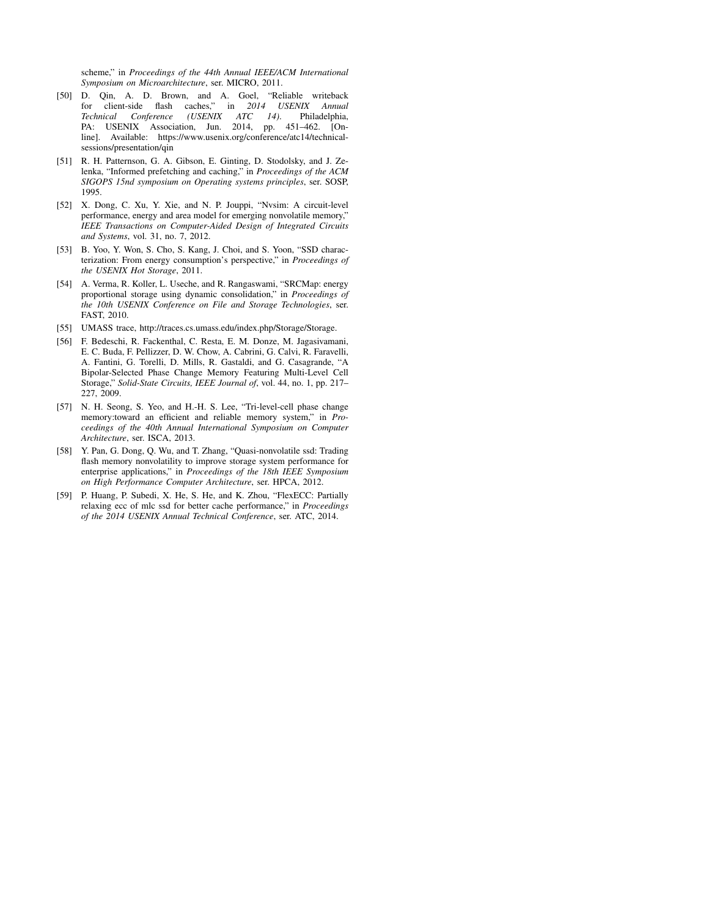scheme," in *Proceedings of the 44th Annual IEEE/ACM International Symposium on Microarchitecture*, ser. MICRO, 2011.

[50] D. Qin, A. D. Brown, and A. Goel, "Reliable writeback for client-side flash caches," in *2014 USENIX Annual Technical Conference (USENIX ATC 14)*. Philadelphia, PA: USENIX Association, Jun. 2014, pp. 451–462. [Online]. Available: https://www.usenix.org/conference/atc14/technical-sessions/presentation/qin

[51] R. H. Patternson, G. A. Gibson, E. Ginting, D. Stodolsky, and J. Zelenka, "Informed prefetching and caching," in *Proceedings of the ACM SIGOPS 15nd symposium on Operating systems principles*, ser. SOSP, 1995.

[52] X. Dong, C. Xu, Y. Xie, and N. P. Jouppi, "Nvsim: A circuit-level performance, energy and area model for emerging nonvolatile memory," *IEEE Transactions on Computer-Aided Design of Integrated Circuits and Systems*, vol. 31, no. 7, 2012.

[53] B. Yoo, Y. Won, S. Cho, S. Kang, J. Choi, and S. Yoon, "SSD characterization: From energy consumption's perspective," in *Proceedings of the USENIX Hot Storage*, 2011.

[54] A. Verma, R. Koller, L. Useche, and R. Rangaswami, "SRCMap: energy proportional storage using dynamic consolidation," in *Proceedings of the 10th USENIX Conference on File and Storage Technologies*, ser. FAST, 2010.

[55] UMASS trace, http://traces.cs.umass.edu/index.php/Storage/Storage.

[56] F. Bedeschi, R. Fackenthal, C. Resta, E. M. Donze, M. Jagasivamani, E. C. Buda, F. Pellizzer, D. W. Chow, A. Cabrini, G. Calvi, R. Faravelli, A. Fantini, G. Torelli, D. Mills, R. Gastaldi, and G. Casagrande, "A Bipolar-Selected Phase Change Memory Featuring Multi-Level Cell Storage," *Solid-State Circuits, IEEE Journal of*, vol. 44, no. 1, pp. 217–227, 2009.

[57] N. H. Seong, S. Yeo, and H.-H. S. Lee, "Tri-level-cell phase change memory:toward an efficient and reliable memory system," in *Proceedings of the 40th Annual International Symposium on Computer Architecture*, ser. ISCA, 2013.

[58] Y. Pan, G. Dong, Q. Wu, and T. Zhang, "Quasi-nonvolatile ssd: Trading flash memory nonvolatility to improve storage system performance for enterprise applications," in *Proceedings of the 18th IEEE Symposium on High Performance Computer Architecture*, ser. HPCA, 2012.

[59] P. Huang, P. Subedi, X. He, S. He, and K. Zhou, "FlexECC: Partially relaxing ecc of mlc ssd for better cache performance," in *Proceedings of the 2014 USENIX Annual Technical Conference*, ser. ATC, 2014.